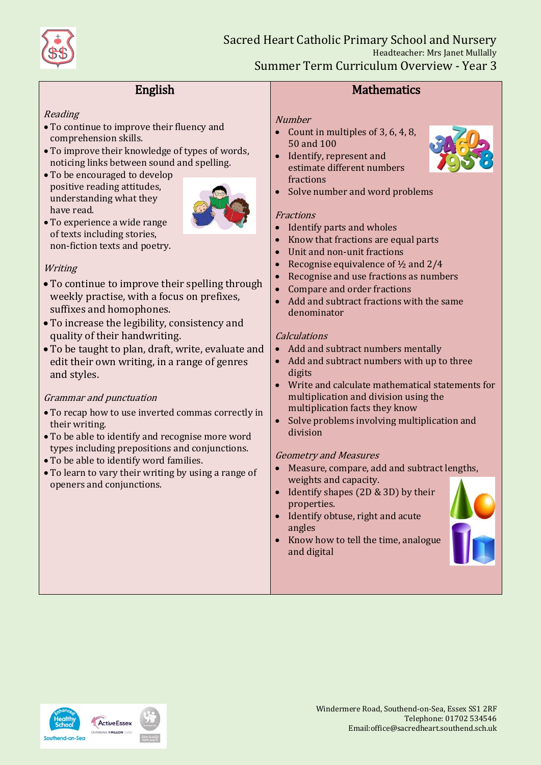# Sacred Heart Catholic Primary School and Nursery

Headteacher: Mrs Janet Mullally

## Summer Term Curriculum Overview - Year 3

## English

*Reading*

- To continue to improve their fluency and comprehension skills.
- To improve their knowledge of types of words, noticing links between sound and spelling.
- To be encouraged to develop positive reading attitudes, understanding what they have read.
- To experience a wide range of texts including stories, non-fiction texts and poetry.

*Writing*

- To continue to improve their spelling through weekly practise, with a focus on prefixes, suffixes and homophones.
- To increase the legibility, consistency and quality of their handwriting.
- To be taught to plan, draft, write, evaluate and edit their own writing, in a range of genres and styles.

*Grammar and punctuation*

- To recap how to use inverted commas correctly in their writing.
- To be able to identify and recognise more word types including prepositions and conjunctions.
- To be able to identify word families.
- To learn to vary their writing by using a range of openers and conjunctions.

## Mathematics

*Number*

- Count in multiples of 3, 6, 4, 8, 50 and 100
- Identify, represent and estimate different numbers fractions
- Solve number and word problems

*Fractions*

- Identify parts and wholes
- Know that fractions are equal parts
- Unit and non-unit fractions
- Recognise equivalence of ½ and 2/4
- Recognise and use fractions as numbers
- Compare and order fractions
- Add and subtract fractions with the same denominator

*Calculations*

- Add and subtract numbers mentally
- Add and subtract numbers with up to three digits
- Write and calculate mathematical statements for multiplication and division using the multiplication facts they know
- Solve problems involving multiplication and division

*Geometry and Measures*

- Measure, compare, add and subtract lengths, weights and capacity.
- Identify shapes (2D & 3D) by their properties.
- Identify obtuse, right and acute angles
- Know how to tell the time, analogue and digital

Windermere Road, Southend-on-Sea, Essex SS1 2RF
Telephone: 01702 534546
Email:office@sacredheart.southend.sch.uk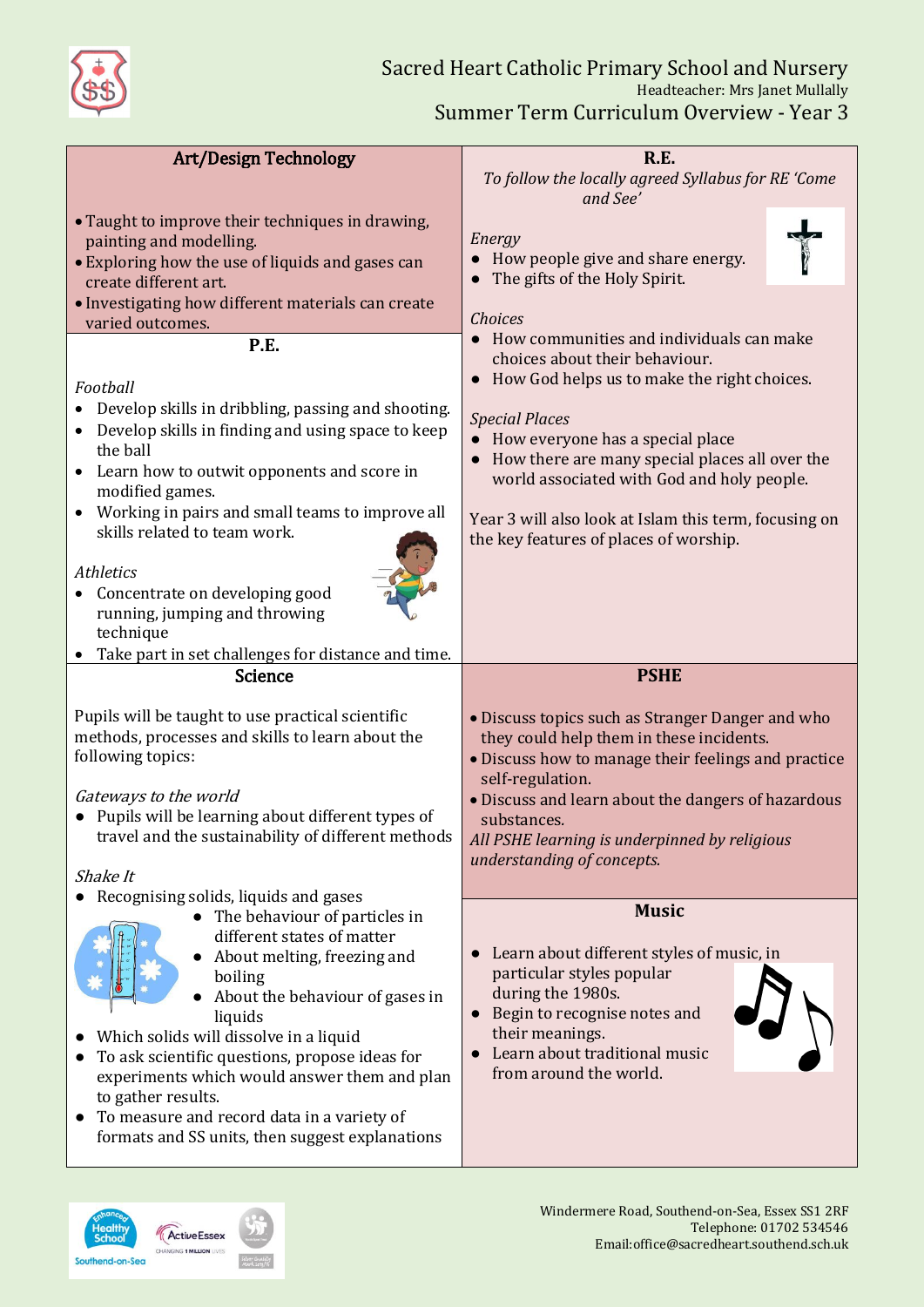# Sacred Heart Catholic Primary School and Nursery

Headteacher: Mrs Janet Mullally

## Summer Term Curriculum Overview - Year 3

### Art/Design Technology

- Taught to improve their techniques in drawing, painting and modelling.
- Exploring how the use of liquids and gases can create different art.
- Investigating how different materials can create varied outcomes.

### P.E.

*Football*

- Develop skills in dribbling, passing and shooting.
- Develop skills in finding and using space to keep the ball
- Learn how to outwit opponents and score in modified games.
- Working in pairs and small teams to improve all skills related to team work.

*Athletics*

- Concentrate on developing good running, jumping and throwing technique
- Take part in set challenges for distance and time.

### R.E.

*To follow the locally agreed Syllabus for RE 'Come and See'*

*Energy*

- How people give and share energy.
- The gifts of the Holy Spirit.

*Choices*

- How communities and individuals can make choices about their behaviour.
- How God helps us to make the right choices.

*Special Places*

- How everyone has a special place
- How there are many special places all over the world associated with God and holy people.

Year 3 will also look at Islam this term, focusing on the key features of places of worship.

### Science

Pupils will be taught to use practical scientific methods, processes and skills to learn about the following topics:

*Gateways to the world*

- Pupils will be learning about different types of travel and the sustainability of different methods

*Shake It*

- Recognising solids, liquids and gases
- The behaviour of particles in different states of matter
- About melting, freezing and boiling
- About the behaviour of gases in liquids
- Which solids will dissolve in a liquid
- To ask scientific questions, propose ideas for experiments which would answer them and plan to gather results.
- To measure and record data in a variety of formats and SS units, then suggest explanations

### PSHE

- Discuss topics such as Stranger Danger and who they could help them in these incidents.
- Discuss how to manage their feelings and practice self-regulation.
- Discuss and learn about the dangers of hazardous substances.

*All PSHE learning is underpinned by religious understanding of concepts.*

### Music

- Learn about different styles of music, in particular styles popular during the 1980s.
- Begin to recognise notes and their meanings.
- Learn about traditional music from around the world.

Windermere Road, Southend-on-Sea, Essex SS1 2RF
Telephone: 01702 534546
Email:office@sacredheart.southend.sch.uk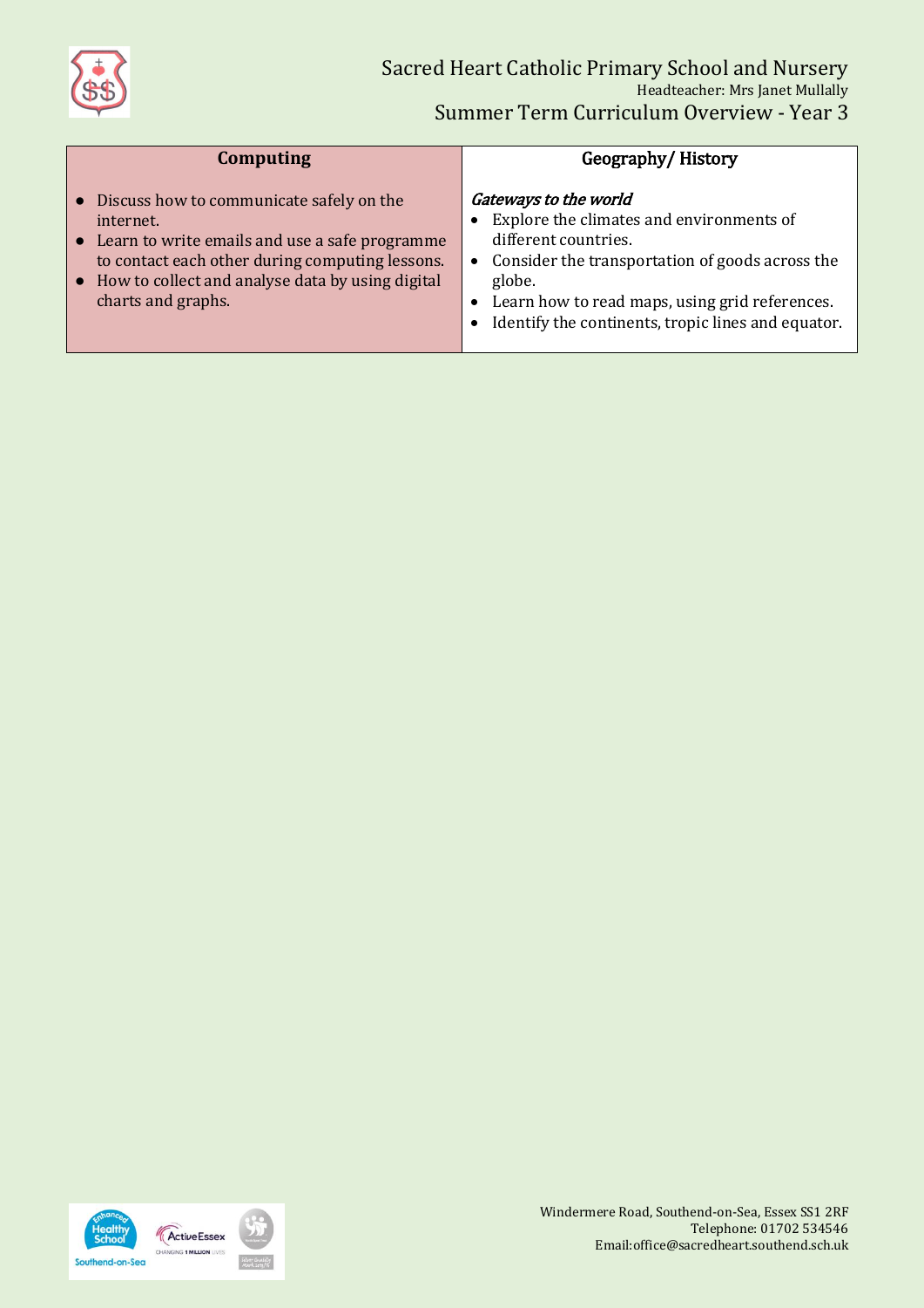Sacred Heart Catholic Primary School and Nursery
Headteacher: Mrs Janet Mullally
Summer Term Curriculum Overview - Year 3

| Computing | Geography/ History |
| --- | --- |
| • Discuss how to communicate safely on the internet.<br>• Learn to write emails and use a safe programme to contact each other during computing lessons.<br>• How to collect and analyse data by using digital charts and graphs. | *Gateways to the world*<br>• Explore the climates and environments of different countries.<br>• Consider the transportation of goods across the globe.<br>• Learn how to read maps, using grid references.<br>• Identify the continents, tropic lines and equator. |

Windermere Road, Southend-on-Sea, Essex SS1 2RF
Telephone: 01702 534546
Email: office@sacredheart.southend.sch.uk